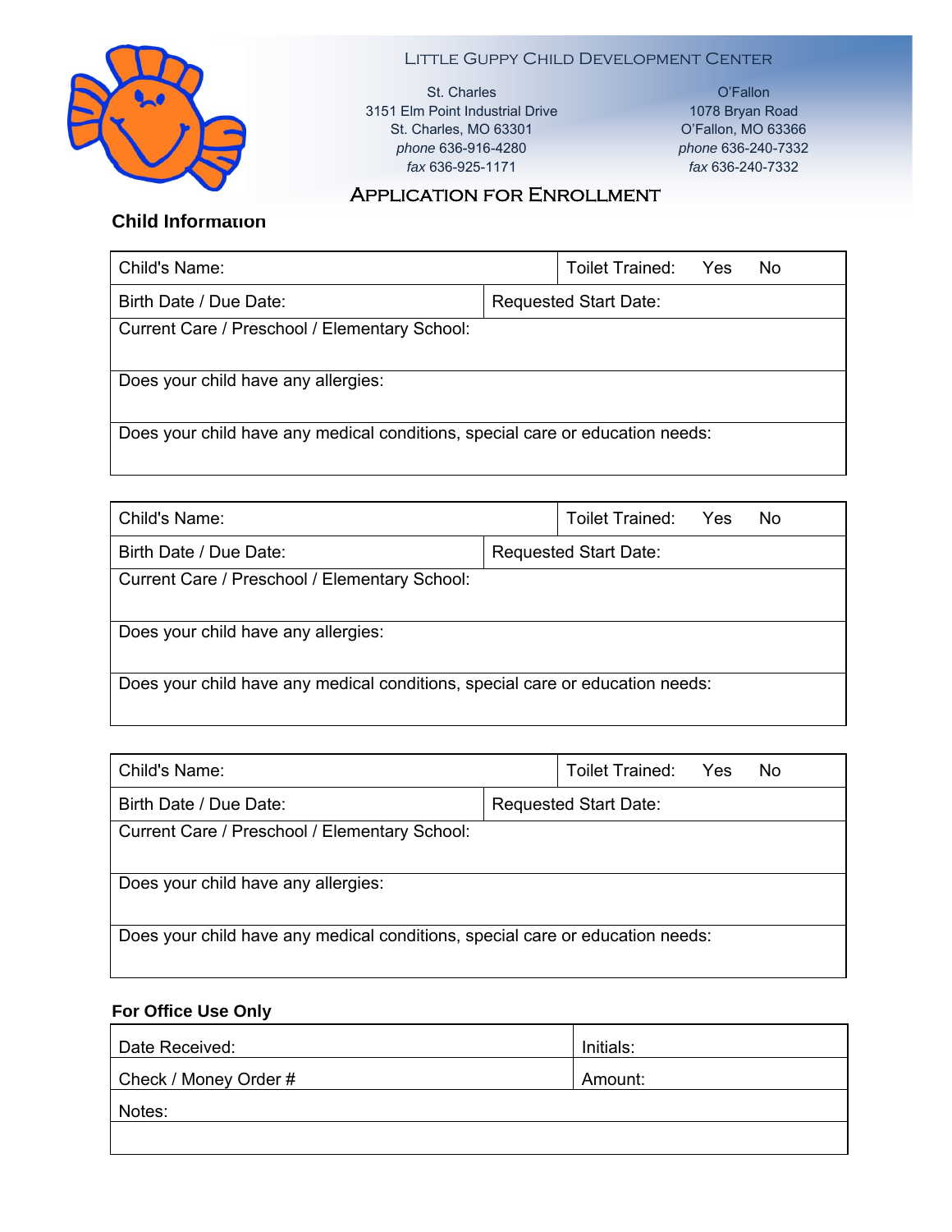# Little Guppy Child Development Center

**St. Charles**
3151 Elm Point Industrial Drive
St. Charles, MO 63301
*phone* 636-916-4280
*fax* 636-925-1171

**O'Fallon**
1078 Bryan Road
O'Fallon, MO 63366
*phone* 636-240-7332
*fax* 636-240-7332

## Application for Enrollment

### Child Information

| Child's Name: | Toilet Trained: Yes No |
|---|---|
| Birth Date / Due Date: | Requested Start Date: |
| Current Care / Preschool / Elementary School: | |
| Does your child have any allergies: | |
| Does your child have any medical conditions, special care or education needs: | |

| Child's Name: | Toilet Trained: Yes No |
|---|---|
| Birth Date / Due Date: | Requested Start Date: |
| Current Care / Preschool / Elementary School: | |
| Does your child have any allergies: | |
| Does your child have any medical conditions, special care or education needs: | |

| Child's Name: | Toilet Trained: Yes No |
|---|---|
| Birth Date / Due Date: | Requested Start Date: |
| Current Care / Preschool / Elementary School: | |
| Does your child have any allergies: | |
| Does your child have any medical conditions, special care or education needs: | |

### For Office Use Only

| Date Received: | Initials: |
|---|---|
| Check / Money Order # | Amount: |
| Notes: | |
| | |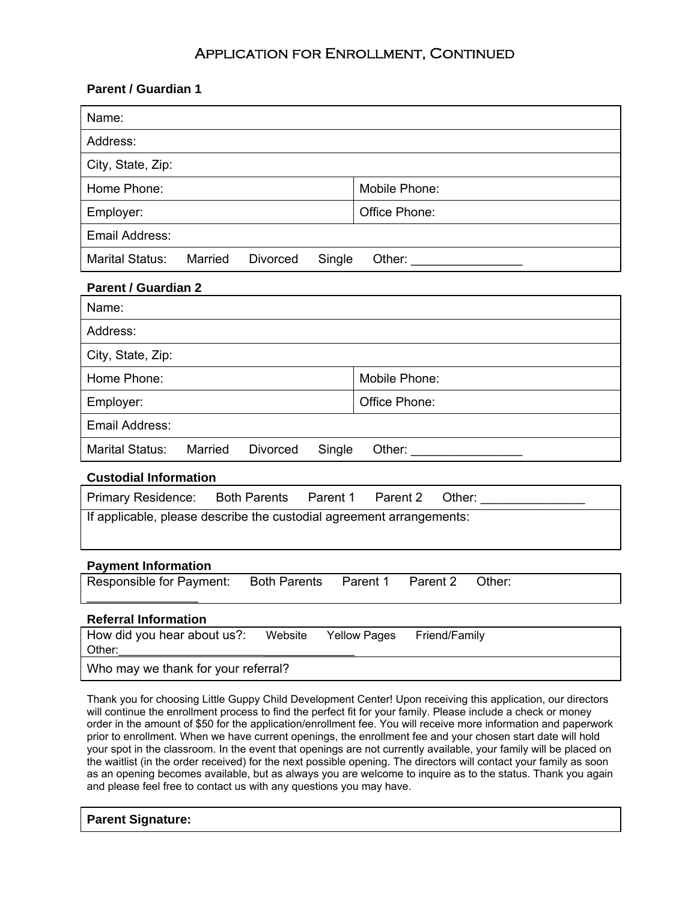# Application for Enrollment, Continued

**Parent / Guardian 1**

| | |
|---|---|
| Name: | |
| Address: | |
| City, State, Zip: | |
| Home Phone: | Mobile Phone: |
| Employer: | Office Phone: |
| Email Address: | |
| Marital Status: Married Divorced Single Other: ________________ | |

**Parent / Guardian 2**

| | |
|---|---|
| Name: | |
| Address: | |
| City, State, Zip: | |
| Home Phone: | Mobile Phone: |
| Employer: | Office Phone: |
| Email Address: | |
| Marital Status: Married Divorced Single Other: ________________ | |

**Custodial Information**

| |
|---|
| Primary Residence: Both Parents Parent 1 Parent 2 Other: _______________ |
| If applicable, please describe the custodial agreement arrangements: |

**Payment Information**

| |
|---|
| Responsible for Payment: Both Parents Parent 1 Parent 2 Other: ________________ |

**Referral Information**

| |
|---|
| How did you hear about us?: Website Yellow Pages Friend/Family Other:____________________________________ |
| Who may we thank for your referral? |

Thank you for choosing Little Guppy Child Development Center! Upon receiving this application, our directors will continue the enrollment process to find the perfect fit for your family. Please include a check or money order in the amount of $50 for the application/enrollment fee. You will receive more information and paperwork prior to enrollment. When we have current openings, the enrollment fee and your chosen start date will hold your spot in the classroom. In the event that openings are not currently available, your family will be placed on the waitlist (in the order received) for the next possible opening. The directors will contact your family as soon as an opening becomes available, but as always you are welcome to inquire as to the status. Thank you again and please feel free to contact us with any questions you may have.

| |
|---|
| **Parent Signature:** |